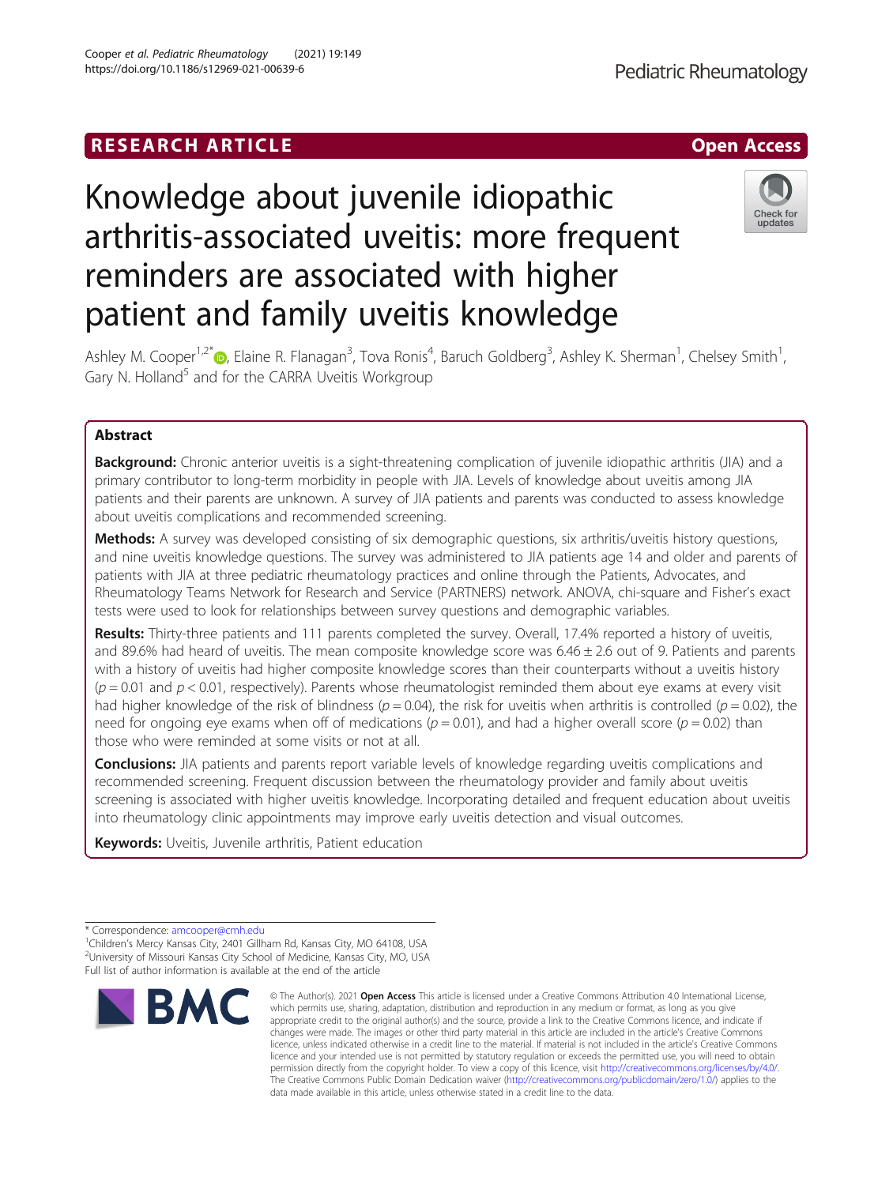RESEARCH ARTICLE

Open Access

# Knowledge about juvenile idiopathic arthritis-associated uveitis: more frequent reminders are associated with higher patient and family uveitis knowledge

Ashley M. Cooper[1,2*], Elaine R. Flanagan[3], Tova Ronis[4], Baruch Goldberg[3], Ashley K. Sherman[1], Chelsey Smith[1], Gary N. Holland[5] and for the CARRA Uveitis Workgroup

## Abstract

**Background:** Chronic anterior uveitis is a sight-threatening complication of juvenile idiopathic arthritis (JIA) and a primary contributor to long-term morbidity in people with JIA. Levels of knowledge about uveitis among JIA patients and their parents are unknown. A survey of JIA patients and parents was conducted to assess knowledge about uveitis complications and recommended screening.

**Methods:** A survey was developed consisting of six demographic questions, six arthritis/uveitis history questions, and nine uveitis knowledge questions. The survey was administered to JIA patients age 14 and older and parents of patients with JIA at three pediatric rheumatology practices and online through the Patients, Advocates, and Rheumatology Teams Network for Research and Service (PARTNERS) network. ANOVA, chi-square and Fisher's exact tests were used to look for relationships between survey questions and demographic variables.

**Results:** Thirty-three patients and 111 parents completed the survey. Overall, 17.4% reported a history of uveitis, and 89.6% had heard of uveitis. The mean composite knowledge score was $6.46 \pm 2.6$ out of 9. Patients and parents with a history of uveitis had higher composite knowledge scores than their counterparts without a uveitis history ($p = 0.01$ and $p < 0.01$, respectively). Parents whose rheumatologist reminded them about eye exams at every visit had higher knowledge of the risk of blindness ($p = 0.04$), the risk for uveitis when arthritis is controlled ($p = 0.02$), the need for ongoing eye exams when off of medications ($p = 0.01$), and had a higher overall score ($p = 0.02$) than those who were reminded at some visits or not at all.

**Conclusions:** JIA patients and parents report variable levels of knowledge regarding uveitis complications and recommended screening. Frequent discussion between the rheumatology provider and family about uveitis screening is associated with higher uveitis knowledge. Incorporating detailed and frequent education about uveitis into rheumatology clinic appointments may improve early uveitis detection and visual outcomes.

**Keywords:** Uveitis, Juvenile arthritis, Patient education

---

\* Correspondence: amcooper@cmh.edu

[1]Children's Mercy Kansas City, 2401 Gillham Rd, Kansas City, MO 64108, USA

[2]University of Missouri Kansas City School of Medicine, Kansas City, MO, USA

Full list of author information is available at the end of the article

© The Author(s). 2021 **Open Access** This article is licensed under a Creative Commons Attribution 4.0 International License, which permits use, sharing, adaptation, distribution and reproduction in any medium or format, as long as you give appropriate credit to the original author(s) and the source, provide a link to the Creative Commons licence, and indicate if changes were made. The images or other third party material in this article are included in the article's Creative Commons licence, unless indicated otherwise in a credit line to the material. If material is not included in the article's Creative Commons licence and your intended use is not permitted by statutory regulation or exceeds the permitted use, you will need to obtain permission directly from the copyright holder. To view a copy of this licence, visit http://creativecommons.org/licenses/by/4.0/. The Creative Commons Public Domain Dedication waiver (http://creativecommons.org/publicdomain/zero/1.0/) applies to the data made available in this article, unless otherwise stated in a credit line to the data.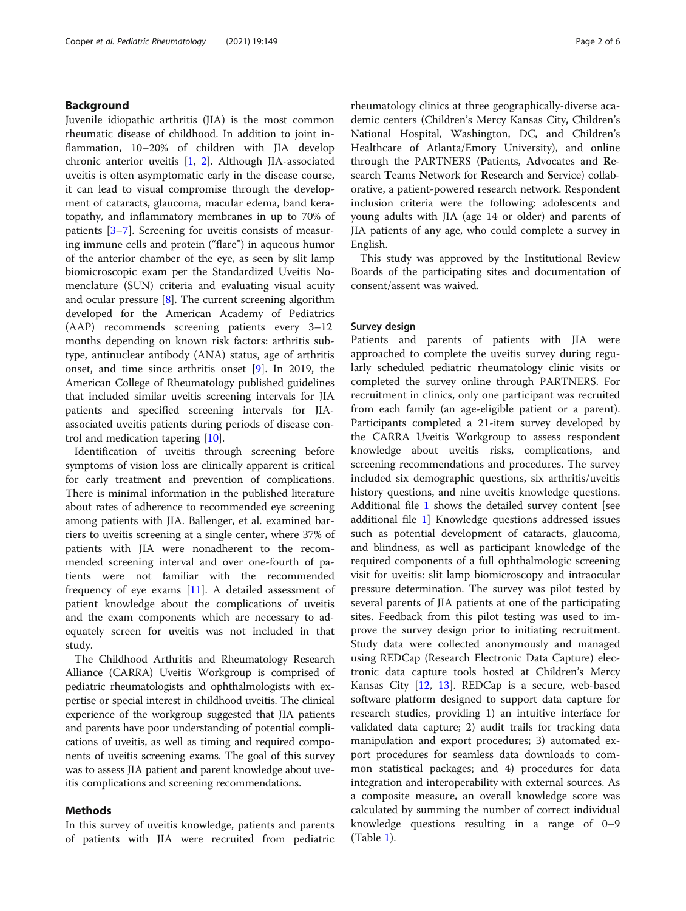## Background

Juvenile idiopathic arthritis (JIA) is the most common rheumatic disease of childhood. In addition to joint inflammation, 10–20% of children with JIA develop chronic anterior uveitis [1, 2]. Although JIA-associated uveitis is often asymptomatic early in the disease course, it can lead to visual compromise through the development of cataracts, glaucoma, macular edema, band keratopathy, and inflammatory membranes in up to 70% of patients [3–7]. Screening for uveitis consists of measuring immune cells and protein ("flare") in aqueous humor of the anterior chamber of the eye, as seen by slit lamp biomicroscopic exam per the Standardized Uveitis Nomenclature (SUN) criteria and evaluating visual acuity and ocular pressure [8]. The current screening algorithm developed for the American Academy of Pediatrics (AAP) recommends screening patients every 3–12 months depending on known risk factors: arthritis subtype, antinuclear antibody (ANA) status, age of arthritis onset, and time since arthritis onset [9]. In 2019, the American College of Rheumatology published guidelines that included similar uveitis screening intervals for JIA patients and specified screening intervals for JIA-associated uveitis patients during periods of disease control and medication tapering [10].

Identification of uveitis through screening before symptoms of vision loss are clinically apparent is critical for early treatment and prevention of complications. There is minimal information in the published literature about rates of adherence to recommended eye screening among patients with JIA. Ballenger, et al. examined barriers to uveitis screening at a single center, where 37% of patients with JIA were nonadherent to the recommended screening interval and over one-fourth of patients were not familiar with the recommended frequency of eye exams [11]. A detailed assessment of patient knowledge about the complications of uveitis and the exam components which are necessary to adequately screen for uveitis was not included in that study.

The Childhood Arthritis and Rheumatology Research Alliance (CARRA) Uveitis Workgroup is comprised of pediatric rheumatologists and ophthalmologists with expertise or special interest in childhood uveitis. The clinical experience of the workgroup suggested that JIA patients and parents have poor understanding of potential complications of uveitis, as well as timing and required components of uveitis screening exams. The goal of this survey was to assess JIA patient and parent knowledge about uveitis complications and screening recommendations.

## Methods

In this survey of uveitis knowledge, patients and parents of patients with JIA were recruited from pediatric rheumatology clinics at three geographically-diverse academic centers (Children's Mercy Kansas City, Children's National Hospital, Washington, DC, and Children's Healthcare of Atlanta/Emory University), and online through the PARTNERS (**P**atients, **A**dvocates and **R**esearch **T**eams **Ne**twork for **R**esearch and **S**ervice) collaborative, a patient-powered research network. Respondent inclusion criteria were the following: adolescents and young adults with JIA (age 14 or older) and parents of JIA patients of any age, who could complete a survey in English.

This study was approved by the Institutional Review Boards of the participating sites and documentation of consent/assent was waived.

### Survey design

Patients and parents of patients with JIA were approached to complete the uveitis survey during regularly scheduled pediatric rheumatology clinic visits or completed the survey online through PARTNERS. For recruitment in clinics, only one participant was recruited from each family (an age-eligible patient or a parent). Participants completed a 21-item survey developed by the CARRA Uveitis Workgroup to assess respondent knowledge about uveitis risks, complications, and screening recommendations and procedures. The survey included six demographic questions, six arthritis/uveitis history questions, and nine uveitis knowledge questions. Additional file 1 shows the detailed survey content [see additional file 1] Knowledge questions addressed issues such as potential development of cataracts, glaucoma, and blindness, as well as participant knowledge of the required components of a full ophthalmologic screening visit for uveitis: slit lamp biomicroscopy and intraocular pressure determination. The survey was pilot tested by several parents of JIA patients at one of the participating sites. Feedback from this pilot testing was used to improve the survey design prior to initiating recruitment. Study data were collected anonymously and managed using REDCap (Research Electronic Data Capture) electronic data capture tools hosted at Children's Mercy Kansas City [12, 13]. REDCap is a secure, web-based software platform designed to support data capture for research studies, providing 1) an intuitive interface for validated data capture; 2) audit trails for tracking data manipulation and export procedures; 3) automated export procedures for seamless data downloads to common statistical packages; and 4) procedures for data integration and interoperability with external sources. As a composite measure, an overall knowledge score was calculated by summing the number of correct individual knowledge questions resulting in a range of 0–9 (Table 1).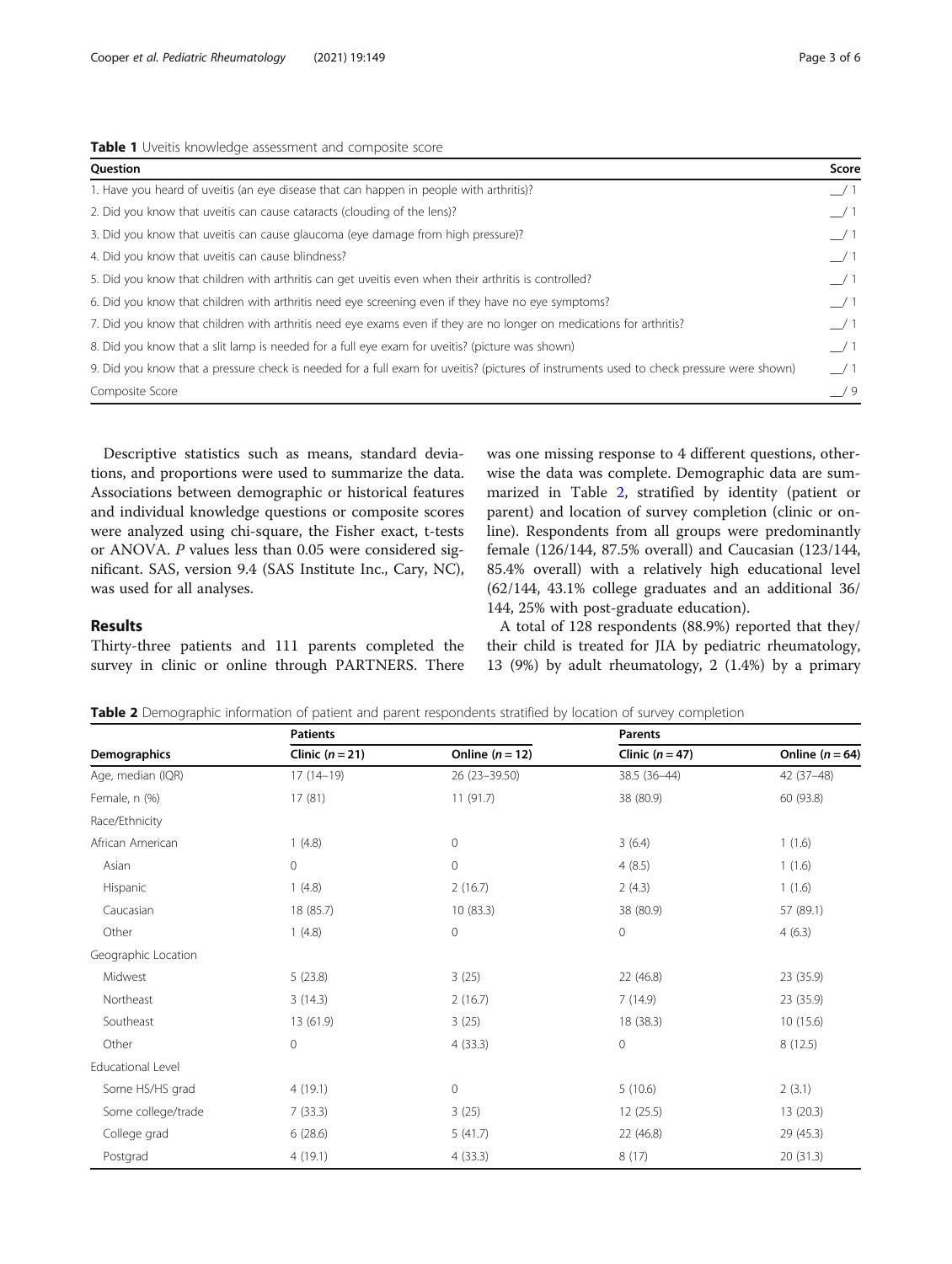**Table 1** Uveitis knowledge assessment and composite score

| Question | Score |
| --- | --- |
| 1. Have you heard of uveitis (an eye disease that can happen in people with arthritis)? | __/ 1 |
| 2. Did you know that uveitis can cause cataracts (clouding of the lens)? | __/ 1 |
| 3. Did you know that uveitis can cause glaucoma (eye damage from high pressure)? | __/ 1 |
| 4. Did you know that uveitis can cause blindness? | __/ 1 |
| 5. Did you know that children with arthritis can get uveitis even when their arthritis is controlled? | __/ 1 |
| 6. Did you know that children with arthritis need eye screening even if they have no eye symptoms? | __/ 1 |
| 7. Did you know that children with arthritis need eye exams even if they are no longer on medications for arthritis? | __/ 1 |
| 8. Did you know that a slit lamp is needed for a full eye exam for uveitis? (picture was shown) | __/ 1 |
| 9. Did you know that a pressure check is needed for a full exam for uveitis? (pictures of instruments used to check pressure were shown) | __/ 1 |
| Composite Score | __/ 9 |

Descriptive statistics such as means, standard deviations, and proportions were used to summarize the data. Associations between demographic or historical features and individual knowledge questions or composite scores were analyzed using chi-square, the Fisher exact, t-tests or ANOVA. *P* values less than 0.05 were considered significant. SAS, version 9.4 (SAS Institute Inc., Cary, NC), was used for all analyses.

## Results

Thirty-three patients and 111 parents completed the survey in clinic or online through PARTNERS. There was one missing response to 4 different questions, otherwise the data was complete. Demographic data are summarized in Table 2, stratified by identity (patient or parent) and location of survey completion (clinic or online). Respondents from all groups were predominantly female (126/144, 87.5% overall) and Caucasian (123/144, 85.4% overall) with a relatively high educational level (62/144, 43.1% college graduates and an additional 36/144, 25% with post-graduate education).

A total of 128 respondents (88.9%) reported that they/their child is treated for JIA by pediatric rheumatology, 13 (9%) by adult rheumatology, 2 (1.4%) by a primary

**Table 2** Demographic information of patient and parent respondents stratified by location of survey completion

| | Patients | | Parents | |
| --- | --- | --- | --- | --- |
| Demographics | Clinic ($n = 21$) | Online ($n = 12$) | Clinic ($n = 47$) | Online ($n = 64$) |
| Age, median (IQR) | 17 (14–19) | 26 (23–39.50) | 38.5 (36–44) | 42 (37–48) |
| Female, n (%) | 17 (81) | 11 (91.7) | 38 (80.9) | 60 (93.8) |
| Race/Ethnicity | | | | |
| African American | 1 (4.8) | 0 | 3 (6.4) | 1 (1.6) |
| Asian | 0 | 0 | 4 (8.5) | 1 (1.6) |
| Hispanic | 1 (4.8) | 2 (16.7) | 2 (4.3) | 1 (1.6) |
| Caucasian | 18 (85.7) | 10 (83.3) | 38 (80.9) | 57 (89.1) |
| Other | 1 (4.8) | 0 | 0 | 4 (6.3) |
| Geographic Location | | | | |
| Midwest | 5 (23.8) | 3 (25) | 22 (46.8) | 23 (35.9) |
| Northeast | 3 (14.3) | 2 (16.7) | 7 (14.9) | 23 (35.9) |
| Southeast | 13 (61.9) | 3 (25) | 18 (38.3) | 10 (15.6) |
| Other | 0 | 4 (33.3) | 0 | 8 (12.5) |
| Educational Level | | | | |
| Some HS/HS grad | 4 (19.1) | 0 | 5 (10.6) | 2 (3.1) |
| Some college/trade | 7 (33.3) | 3 (25) | 12 (25.5) | 13 (20.3) |
| College grad | 6 (28.6) | 5 (41.7) | 22 (46.8) | 29 (45.3) |
| Postgrad | 4 (19.1) | 4 (33.3) | 8 (17) | 20 (31.3) |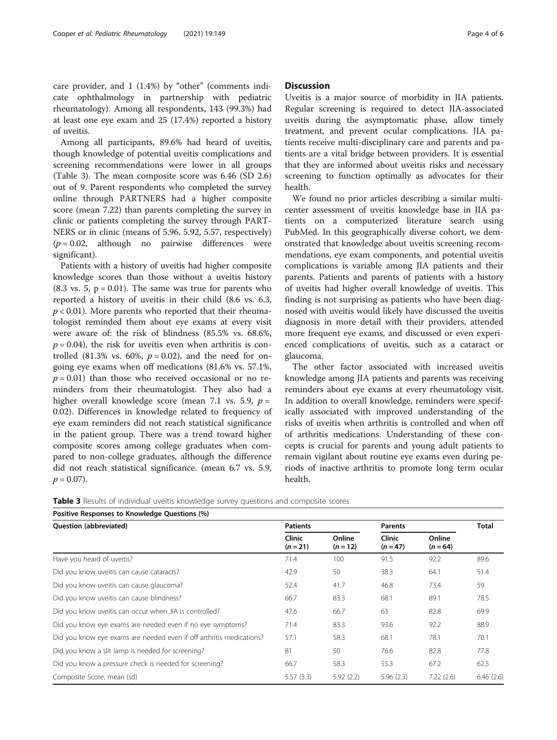care provider, and 1 (1.4%) by "other" (comments indicate ophthalmology in partnership with pediatric rheumatology). Among all respondents, 143 (99.3%) had at least one eye exam and 25 (17.4%) reported a history of uveitis.

Among all participants, 89.6% had heard of uveitis, though knowledge of potential uveitis complications and screening recommendations were lower in all groups (Table 3). The mean composite score was 6.46 (SD 2.6) out of 9. Parent respondents who completed the survey online through PARTNERS had a higher composite score (mean 7.22) than parents completing the survey in clinic or patients completing the survey through PARTNERS or in clinic (means of 5.96, 5.92, 5.57, respectively) ($p = 0.02$, although no pairwise differences were significant).

Patients with a history of uveitis had higher composite knowledge scores than those without a uveitis history (8.3 vs. 5, $p = 0.01$). The same was true for parents who reported a history of uveitis in their child (8.6 vs. 6.3, $p < 0.01$). More parents who reported that their rheumatologist reminded them about eye exams at every visit were aware of: the risk of blindness (85.5% vs. 68.6%, $p = 0.04$), the risk for uveitis even when arthritis is controlled (81.3% vs. 60%, $p = 0.02$), and the need for ongoing eye exams when off medications (81.6% vs. 57.1%, $p = 0.01$) than those who received occasional or no reminders from their rheumatologist. They also had a higher overall knowledge score (mean 7.1 vs. 5.9, $p = 0.02$). Differences in knowledge related to frequency of eye exam reminders did not reach statistical significance in the patient group. There was a trend toward higher composite scores among college graduates when compared to non-college graduates, although the difference did not reach statistical significance. (mean 6.7 vs. 5.9, $p = 0.07$).

## Discussion

Uveitis is a major source of morbidity in JIA patients. Regular screening is required to detect JIA-associated uveitis during the asymptomatic phase, allow timely treatment, and prevent ocular complications. JIA patients receive multi-disciplinary care and parents and patients are a vital bridge between providers. It is essential that they are informed about uveitis risks and necessary screening to function optimally as advocates for their health.

We found no prior articles describing a similar multicenter assessment of uveitis knowledge base in JIA patients on a computerized literature search using PubMed. In this geographically diverse cohort, we demonstrated that knowledge about uveitis screening recommendations, eye exam components, and potential uveitis complications is variable among JIA patients and their parents. Patients and parents of patients with a history of uveitis had higher overall knowledge of uveitis. This finding is not surprising as patients who have been diagnosed with uveitis would likely have discussed the uveitis diagnosis in more detail with their providers, attended more frequent eye exams, and discussed or even experienced complications of uveitis, such as a cataract or glaucoma.

The other factor associated with increased uveitis knowledge among JIA patients and parents was receiving reminders about eye exams at every rheumatology visit. In addition to overall knowledge, reminders were specifically associated with improved understanding of the risks of uveitis when arthritis is controlled and when off of arthritis medications. Understanding of these concepts is crucial for parents and young adult patients to remain vigilant about routine eye exams even during periods of inactive arthritis to promote long term ocular health.

**Table 3** Results of individual uveitis knowledge survey questions and composite scores

| Positive Responses to Knowledge Questions (%) | | | | | |
|---|---|---|---|---|---|
| Question (abbreviated) | Patients | | Parents | | Total |
| | Clinic ($n = 21$) | Online ($n = 12$) | Clinic ($n = 47$) | Online ($n = 64$) | |
| Have you heard of uveitis? | 71.4 | 100 | 91.5 | 92.2 | 89.6 |
| Did you know uveitis can cause cataracts? | 42.9 | 50 | 38.3 | 64.1 | 51.4 |
| Did you know uveitis can cause glaucoma? | 52.4 | 41.7 | 46.8 | 73.4 | 59 |
| Did you know uveitis can cause blindness? | 66.7 | 83.3 | 68.1 | 89.1 | 78.5 |
| Did you know uveitis can occur when JIA is controlled? | 47.6 | 66.7 | 63 | 82.8 | 69.9 |
| Did you know eye exams are needed even if no eye symptoms? | 71.4 | 83.3 | 93.6 | 92.2 | 88.9 |
| Did you know eye exams are needed even if off arthritis medications? | 57.1 | 58.3 | 68.1 | 78.1 | 70.1 |
| Did you know a slit lamp is needed for screening? | 81 | 50 | 76.6 | 82.8 | 77.8 |
| Did you know a pressure check is needed for screening? | 66.7 | 58.3 | 55.3 | 67.2 | 62.5 |
| Composite Score, mean (sd) | 5.57 (3.3) | 5.92 (2.2) | 5.96 (2.3) | 7.22 (2.6) | 6.46 (2.6) |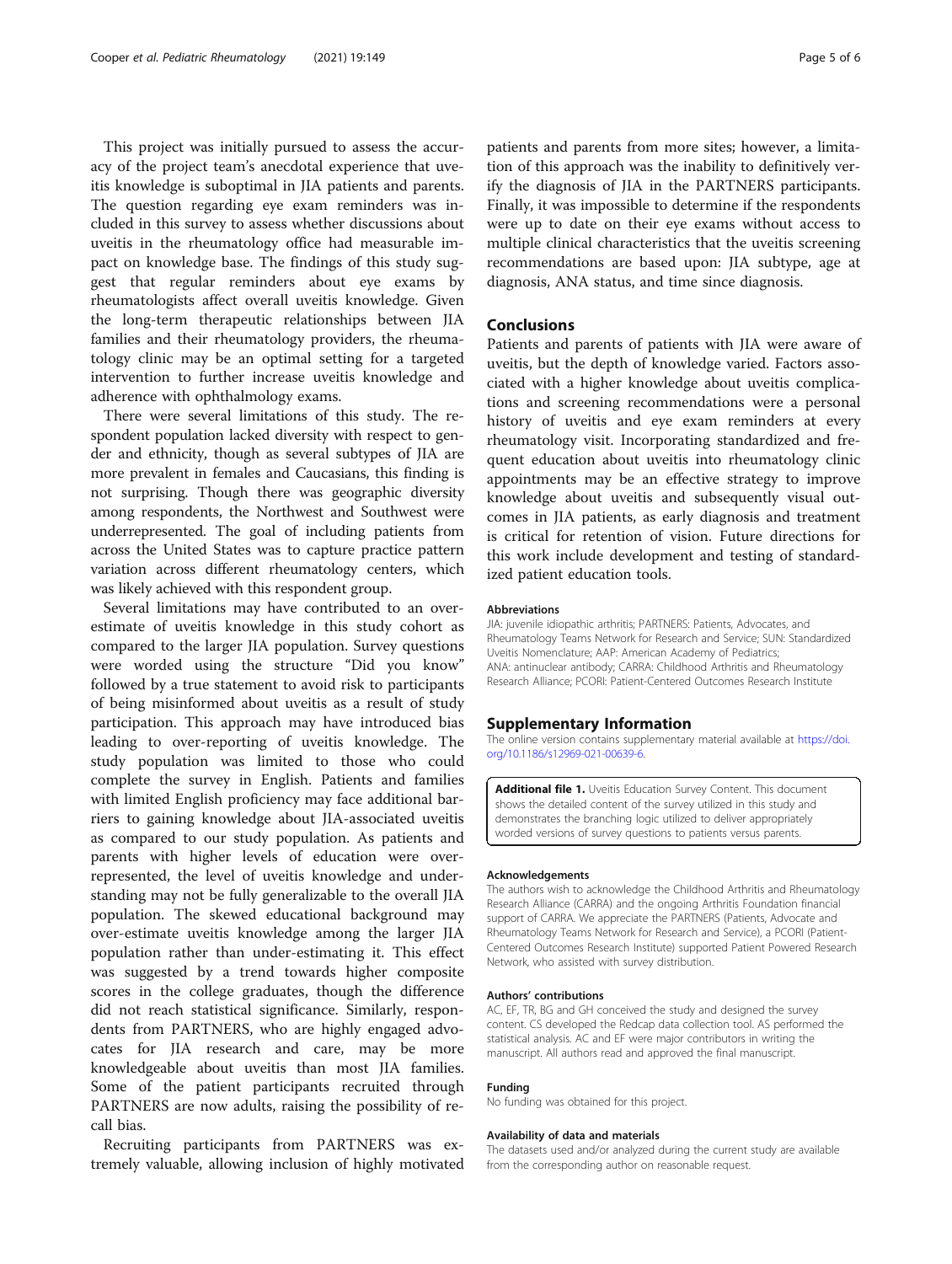This project was initially pursued to assess the accuracy of the project team's anecdotal experience that uveitis knowledge is suboptimal in JIA patients and parents. The question regarding eye exam reminders was included in this survey to assess whether discussions about uveitis in the rheumatology office had measurable impact on knowledge base. The findings of this study suggest that regular reminders about eye exams by rheumatologists affect overall uveitis knowledge. Given the long-term therapeutic relationships between JIA families and their rheumatology providers, the rheumatology clinic may be an optimal setting for a targeted intervention to further increase uveitis knowledge and adherence with ophthalmology exams.

There were several limitations of this study. The respondent population lacked diversity with respect to gender and ethnicity, though as several subtypes of JIA are more prevalent in females and Caucasians, this finding is not surprising. Though there was geographic diversity among respondents, the Northwest and Southwest were underrepresented. The goal of including patients from across the United States was to capture practice pattern variation across different rheumatology centers, which was likely achieved with this respondent group.

Several limitations may have contributed to an overestimate of uveitis knowledge in this study cohort as compared to the larger JIA population. Survey questions were worded using the structure "Did you know" followed by a true statement to avoid risk to participants of being misinformed about uveitis as a result of study participation. This approach may have introduced bias leading to over-reporting of uveitis knowledge. The study population was limited to those who could complete the survey in English. Patients and families with limited English proficiency may face additional barriers to gaining knowledge about JIA-associated uveitis as compared to our study population. As patients and parents with higher levels of education were overrepresented, the level of uveitis knowledge and understanding may not be fully generalizable to the overall JIA population. The skewed educational background may over-estimate uveitis knowledge among the larger JIA population rather than under-estimating it. This effect was suggested by a trend towards higher composite scores in the college graduates, though the difference did not reach statistical significance. Similarly, respondents from PARTNERS, who are highly engaged advocates for JIA research and care, may be more knowledgeable about uveitis than most JIA families. Some of the patient participants recruited through PARTNERS are now adults, raising the possibility of recall bias.

Recruiting participants from PARTNERS was extremely valuable, allowing inclusion of highly motivated patients and parents from more sites; however, a limitation of this approach was the inability to definitively verify the diagnosis of JIA in the PARTNERS participants. Finally, it was impossible to determine if the respondents were up to date on their eye exams without access to multiple clinical characteristics that the uveitis screening recommendations are based upon: JIA subtype, age at diagnosis, ANA status, and time since diagnosis.

## Conclusions

Patients and parents of patients with JIA were aware of uveitis, but the depth of knowledge varied. Factors associated with a higher knowledge about uveitis complications and screening recommendations were a personal history of uveitis and eye exam reminders at every rheumatology visit. Incorporating standardized and frequent education about uveitis into rheumatology clinic appointments may be an effective strategy to improve knowledge about uveitis and subsequently visual outcomes in JIA patients, as early diagnosis and treatment is critical for retention of vision. Future directions for this work include development and testing of standardized patient education tools.

#### Abbreviations

JIA: juvenile idiopathic arthritis; PARTNERS: Patients, Advocates, and Rheumatology Teams Network for Research and Service; SUN: Standardized Uveitis Nomenclature; AAP: American Academy of Pediatrics; ANA: antinuclear antibody; CARRA: Childhood Arthritis and Rheumatology Research Alliance; PCORI: Patient-Centered Outcomes Research Institute

## Supplementary Information

The online version contains supplementary material available at https://doi.org/10.1186/s12969-021-00639-6.

**Additional file 1.** Uveitis Education Survey Content. This document shows the detailed content of the survey utilized in this study and demonstrates the branching logic utilized to deliver appropriately worded versions of survey questions to patients versus parents.

#### Acknowledgements

The authors wish to acknowledge the Childhood Arthritis and Rheumatology Research Alliance (CARRA) and the ongoing Arthritis Foundation financial support of CARRA. We appreciate the PARTNERS (Patients, Advocate and Rheumatology Teams Network for Research and Service), a PCORI (Patient-Centered Outcomes Research Institute) supported Patient Powered Research Network, who assisted with survey distribution.

#### Authors' contributions

AC, EF, TR, BG and GH conceived the study and designed the survey content. CS developed the Redcap data collection tool. AS performed the statistical analysis. AC and EF were major contributors in writing the manuscript. All authors read and approved the final manuscript.

#### Funding

No funding was obtained for this project.

#### Availability of data and materials

The datasets used and/or analyzed during the current study are available from the corresponding author on reasonable request.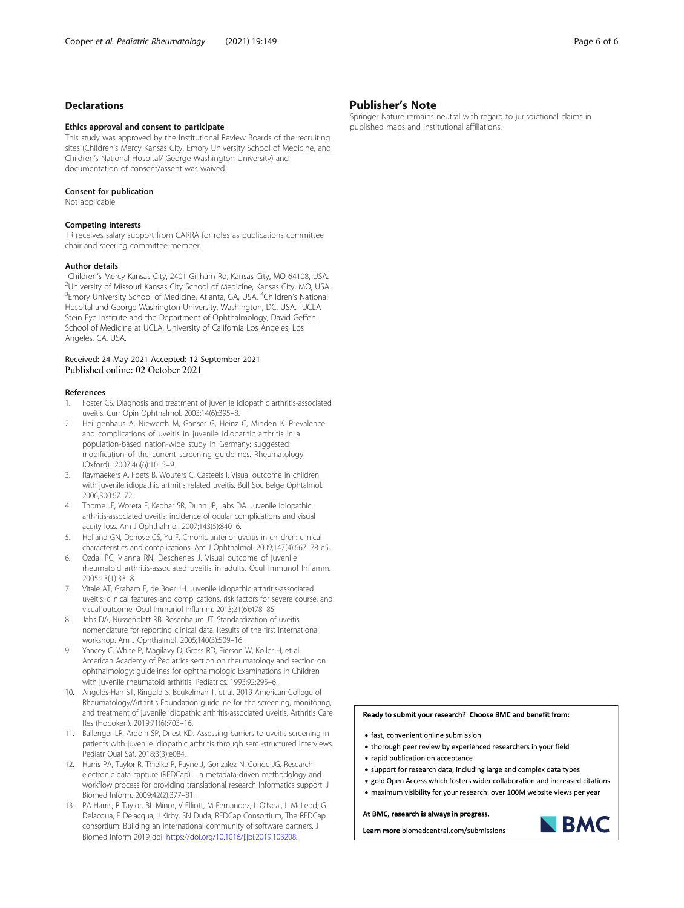## Declarations

### Ethics approval and consent to participate

This study was approved by the Institutional Review Boards of the recruiting sites (Children's Mercy Kansas City, Emory University School of Medicine, and Children's National Hospital/ George Washington University) and documentation of consent/assent was waived.

### Consent for publication

Not applicable.

### Competing interests

TR receives salary support from CARRA for roles as publications committee chair and steering committee member.

### Author details

[1]Children's Mercy Kansas City, 2401 Gillham Rd, Kansas City, MO 64108, USA. [2]University of Missouri Kansas City School of Medicine, Kansas City, MO, USA. [3]Emory University School of Medicine, Atlanta, GA, USA. [4]Children's National Hospital and George Washington University, Washington, DC, USA. [5]UCLA Stein Eye Institute and the Department of Ophthalmology, David Geffen School of Medicine at UCLA, University of California Los Angeles, Los Angeles, CA, USA.

Received: 24 May 2021 Accepted: 12 September 2021
Published online: 02 October 2021

### References

1. Foster CS. Diagnosis and treatment of juvenile idiopathic arthritis-associated uveitis. Curr Opin Ophthalmol. 2003;14(6):395–8.
2. Heiligenhaus A, Niewerth M, Ganser G, Heinz C, Minden K. Prevalence and complications of uveitis in juvenile idiopathic arthritis in a population-based nation-wide study in Germany: suggested modification of the current screening guidelines. Rheumatology (Oxford). 2007;46(6):1015–9.
3. Raymaekers A, Foets B, Wouters C, Casteels I. Visual outcome in children with juvenile idiopathic arthritis related uveitis. Bull Soc Belge Ophtalmol. 2006;300:67–72.
4. Thorne JE, Woreta F, Kedhar SR, Dunn JP, Jabs DA. Juvenile idiopathic arthritis-associated uveitis: incidence of ocular complications and visual acuity loss. Am J Ophthalmol. 2007;143(5):840–6.
5. Holland GN, Denove CS, Yu F. Chronic anterior uveitis in children: clinical characteristics and complications. Am J Ophthalmol. 2009;147(4):667–78 e5.
6. Ozdal PC, Vianna RN, Deschenes J. Visual outcome of juvenile rheumatoid arthritis-associated uveitis in adults. Ocul Immunol Inflamm. 2005;13(1):33–8.
7. Vitale AT, Graham E, de Boer JH. Juvenile idiopathic arthritis-associated uveitis: clinical features and complications, risk factors for severe course, and visual outcome. Ocul Immunol Inflamm. 2013;21(6):478–85.
8. Jabs DA, Nussenblatt RB, Rosenbaum JT. Standardization of uveitis nomenclature for reporting clinical data. Results of the first international workshop. Am J Ophthalmol. 2005;140(3):509–16.
9. Yancey C, White P, Magilavy D, Gross RD, Fierson W, Koller H, et al. American Academy of Pediatrics section on rheumatology and section on ophthalmology: guidelines for ophthalmologic Examinations in Children with juvenile rheumatoid arthritis. Pediatrics. 1993;92:295–6.
10. Angeles-Han ST, Ringold S, Beukelman T, et al. 2019 American College of Rheumatology/Arthritis Foundation guideline for the screening, monitoring, and treatment of juvenile idiopathic arthritis-associated uveitis. Arthritis Care Res (Hoboken). 2019;71(6):703–16.
11. Ballenger LR, Ardoin SP, Driest KD. Assessing barriers to uveitis screening in patients with juvenile idiopathic arthritis through semi-structured interviews. Pediatr Qual Saf. 2018;3(3):e084.
12. Harris PA, Taylor R, Thielke R, Payne J, Gonzalez N, Conde JG. Research electronic data capture (REDCap) – a metadata-driven methodology and workflow process for providing translational research informatics support. J Biomed Inform. 2009;42(2):377–81.
13. PA Harris, R Taylor, BL Minor, V Elliott, M Fernandez, L O'Neal, L McLeod, G Delacqua, F Delacqua, J Kirby, SN Duda, REDCap Consortium, The REDCap consortium: Building an international community of software partners. J Biomed Inform 2019 doi: https://doi.org/10.1016/j.jbi.2019.103208.

## Publisher's Note

Springer Nature remains neutral with regard to jurisdictional claims in published maps and institutional affiliations.

**Ready to submit your research? Choose BMC and benefit from:**

- fast, convenient online submission
- thorough peer review by experienced researchers in your field
- rapid publication on acceptance
- support for research data, including large and complex data types
- gold Open Access which fosters wider collaboration and increased citations
- maximum visibility for your research: over 100M website views per year

**At BMC, research is always in progress.**

**Learn more** biomedcentral.com/submissions

BMC